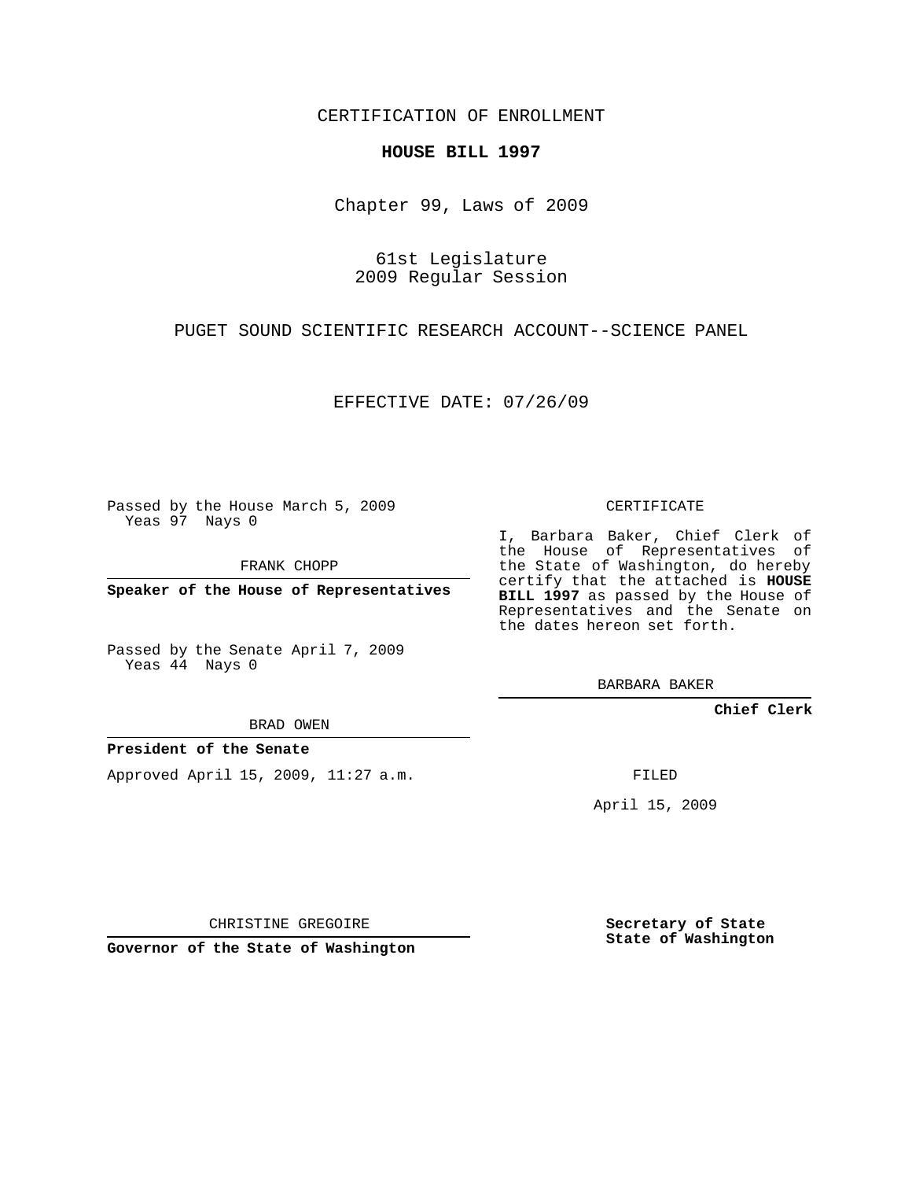CERTIFICATION OF ENROLLMENT

**HOUSE BILL 1997**

Chapter 99, Laws of 2009

61st Legislature
2009 Regular Session

PUGET SOUND SCIENTIFIC RESEARCH ACCOUNT--SCIENCE PANEL

EFFECTIVE DATE: 07/26/09

Passed by the House March 5, 2009
Yeas 97 Nays 0

FRANK CHOPP

**Speaker of the House of Representatives**

Passed by the Senate April 7, 2009
Yeas 44 Nays 0

BRAD OWEN

**President of the Senate**

Approved April 15, 2009, 11:27 a.m.

CHRISTINE GREGOIRE

**Governor of the State of Washington**

CERTIFICATE

I, Barbara Baker, Chief Clerk of the House of Representatives of the State of Washington, do hereby certify that the attached is **HOUSE BILL 1997** as passed by the House of Representatives and the Senate on the dates hereon set forth.

BARBARA BAKER

**Chief Clerk**

FILED

April 15, 2009

**Secretary of State**
**State of Washington**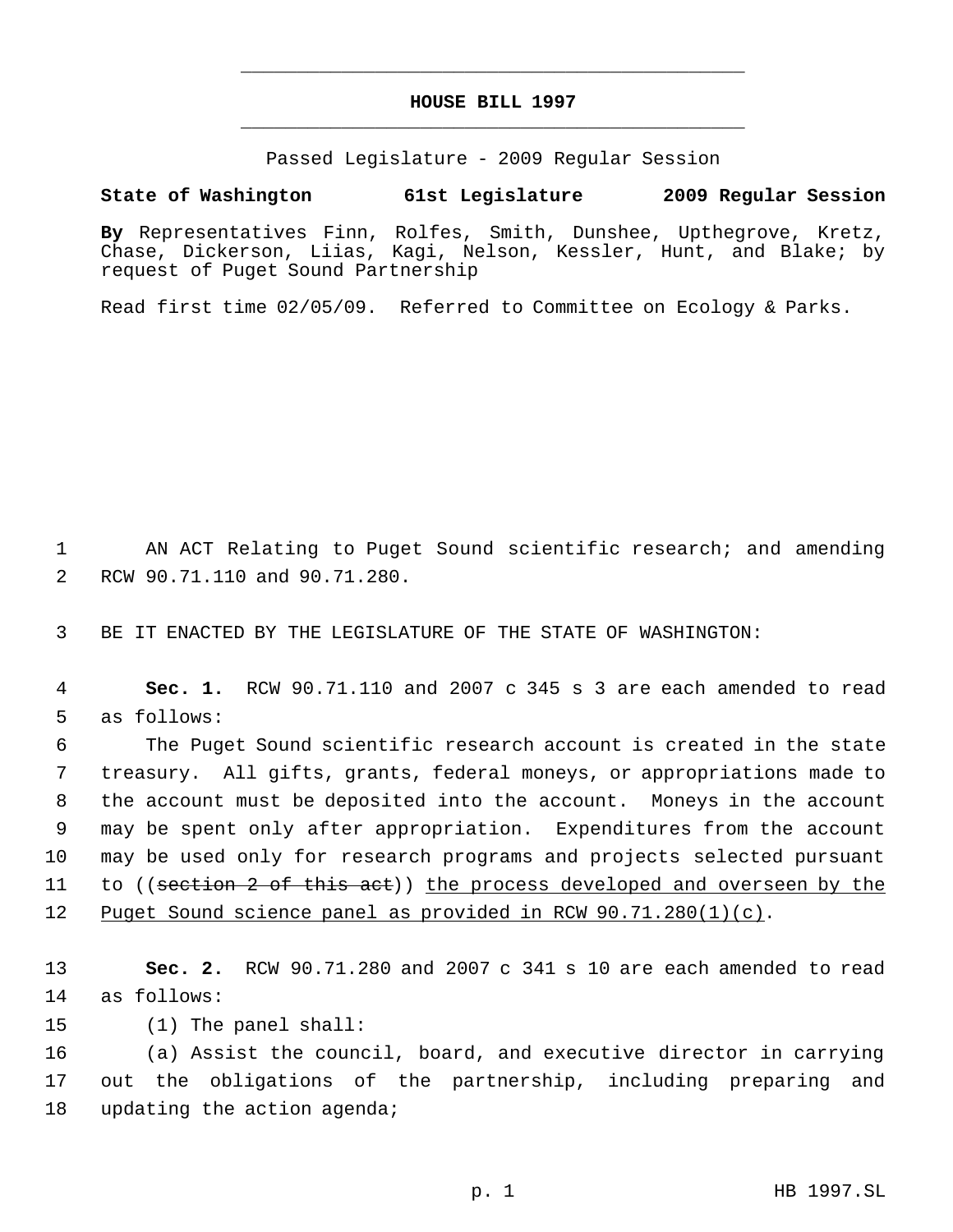# HOUSE BILL 1997

Passed Legislature - 2009 Regular Session

**State of Washington 61st Legislature 2009 Regular Session**

**By** Representatives Finn, Rolfes, Smith, Dunshee, Upthegrove, Kretz, Chase, Dickerson, Liias, Kagi, Nelson, Kessler, Hunt, and Blake; by request of Puget Sound Partnership

Read first time 02/05/09. Referred to Committee on Ecology & Parks.

1 AN ACT Relating to Puget Sound scientific research; and amending 2 RCW 90.71.110 and 90.71.280.

3 BE IT ENACTED BY THE LEGISLATURE OF THE STATE OF WASHINGTON:

4 **Sec. 1.** RCW 90.71.110 and 2007 c 345 s 3 are each amended to read 5 as follows:

6 The Puget Sound scientific research account is created in the state 7 treasury. All gifts, grants, federal moneys, or appropriations made to 8 the account must be deposited into the account. Moneys in the account 9 may be spent only after appropriation. Expenditures from the account 10 may be used only for research programs and projects selected pursuant 11 to ((~~section 2 of this act~~)) <u>the process developed and overseen by the</u> 12 <u>Puget Sound science panel as provided in RCW 90.71.280(1)(c)</u>.

13 **Sec. 2.** RCW 90.71.280 and 2007 c 341 s 10 are each amended to read 14 as follows:

15 (1) The panel shall:

16 (a) Assist the council, board, and executive director in carrying 17 out the obligations of the partnership, including preparing and 18 updating the action agenda;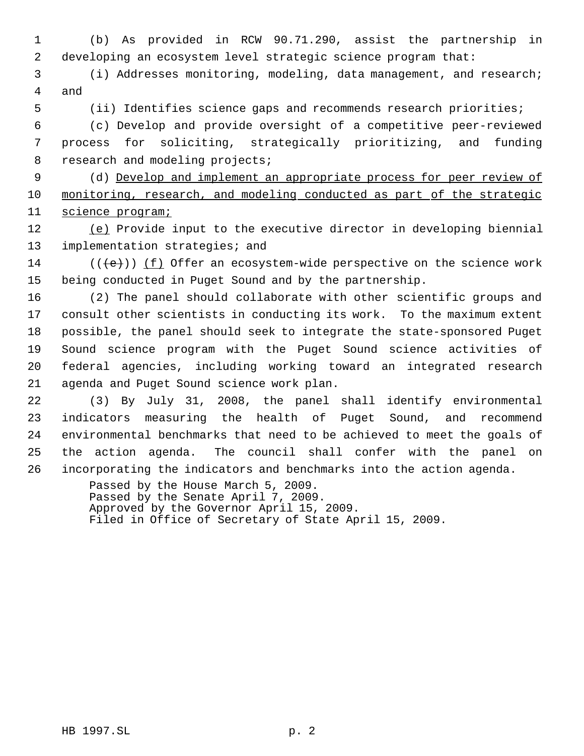(b) As provided in RCW 90.71.290, assist the partnership in developing an ecosystem level strategic science program that:

(i) Addresses monitoring, modeling, data management, and research; and

(ii) Identifies science gaps and recommends research priorities;

(c) Develop and provide oversight of a competitive peer-reviewed process for soliciting, strategically prioritizing, and funding research and modeling projects;

(d) <u>Develop and implement an appropriate process for peer review of monitoring, research, and modeling conducted as part of the strategic science program;</u>

<u>(e)</u> Provide input to the executive director in developing biennial implementation strategies; and

((~~(e)~~)) <u>(f)</u> Offer an ecosystem-wide perspective on the science work being conducted in Puget Sound and by the partnership.

(2) The panel should collaborate with other scientific groups and consult other scientists in conducting its work. To the maximum extent possible, the panel should seek to integrate the state-sponsored Puget Sound science program with the Puget Sound science activities of federal agencies, including working toward an integrated research agenda and Puget Sound science work plan.

(3) By July 31, 2008, the panel shall identify environmental indicators measuring the health of Puget Sound, and recommend environmental benchmarks that need to be achieved to meet the goals of the action agenda. The council shall confer with the panel on incorporating the indicators and benchmarks into the action agenda.

Passed by the House March 5, 2009.
Passed by the Senate April 7, 2009.
Approved by the Governor April 15, 2009.
Filed in Office of Secretary of State April 15, 2009.